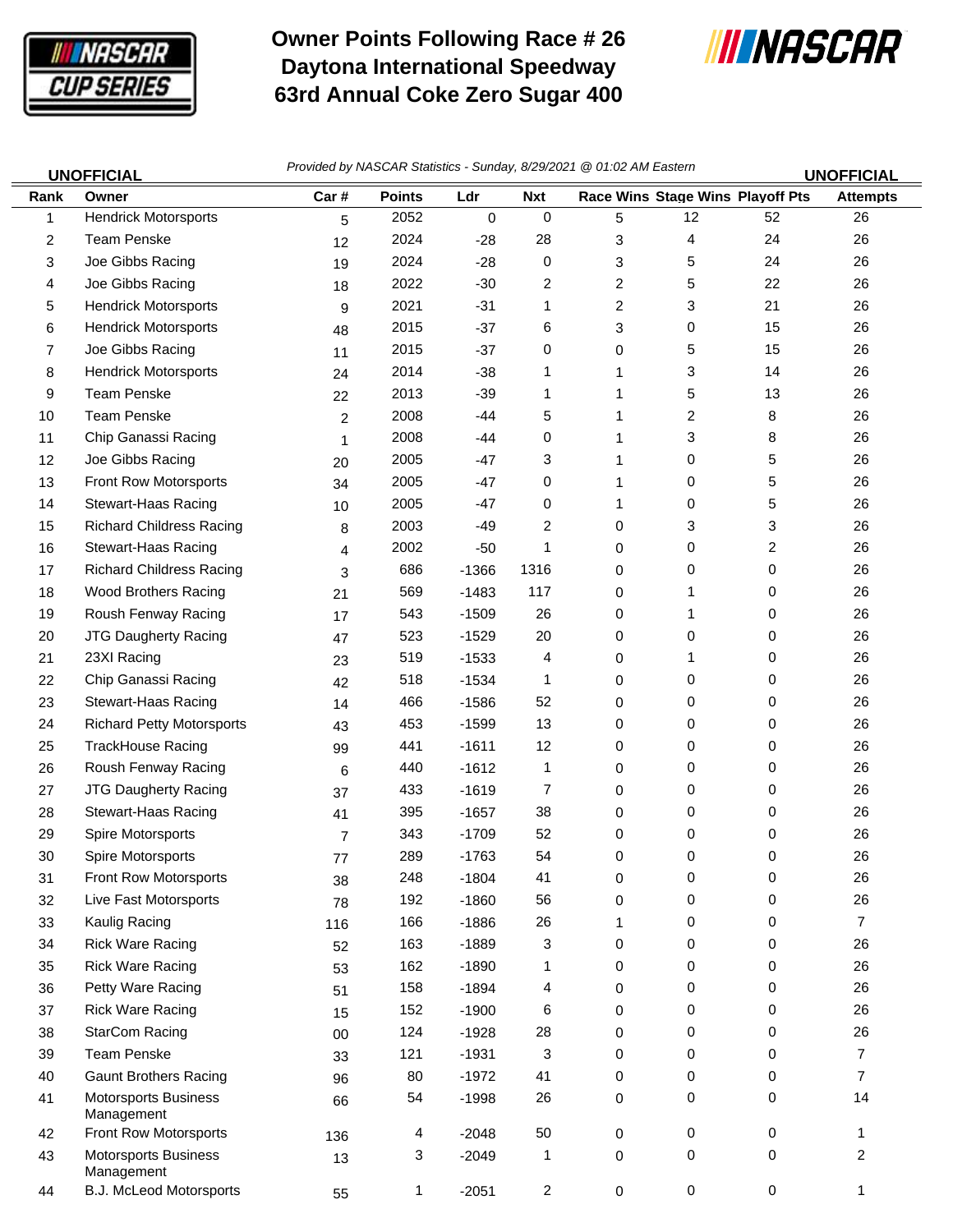# Owner Points Following Race # 26
# Daytona International Speedway
# 63rd Annual Coke Zero Sugar 400

UNOFFICIAL | *Provided by NASCAR Statistics - Sunday, 8/29/2021 @ 01:02 AM Eastern* | UNOFFICIAL

| Rank | Owner | Car # | Points | Ldr | Nxt | Race Wins | Stage Wins | Playoff Pts | Attempts |
|---|---|---|---|---|---|---|---|---|---|
| 1 | Hendrick Motorsports | 5 | 2052 | 0 | 0 | 5 | 12 | 52 | 26 |
| 2 | Team Penske | 12 | 2024 | -28 | 28 | 3 | 4 | 24 | 26 |
| 3 | Joe Gibbs Racing | 19 | 2024 | -28 | 0 | 3 | 5 | 24 | 26 |
| 4 | Joe Gibbs Racing | 18 | 2022 | -30 | 2 | 2 | 5 | 22 | 26 |
| 5 | Hendrick Motorsports | 9 | 2021 | -31 | 1 | 2 | 3 | 21 | 26 |
| 6 | Hendrick Motorsports | 48 | 2015 | -37 | 6 | 3 | 0 | 15 | 26 |
| 7 | Joe Gibbs Racing | 11 | 2015 | -37 | 0 | 0 | 5 | 15 | 26 |
| 8 | Hendrick Motorsports | 24 | 2014 | -38 | 1 | 1 | 3 | 14 | 26 |
| 9 | Team Penske | 22 | 2013 | -39 | 1 | 1 | 5 | 13 | 26 |
| 10 | Team Penske | 2 | 2008 | -44 | 5 | 1 | 2 | 8 | 26 |
| 11 | Chip Ganassi Racing | 1 | 2008 | -44 | 0 | 1 | 3 | 8 | 26 |
| 12 | Joe Gibbs Racing | 20 | 2005 | -47 | 3 | 1 | 0 | 5 | 26 |
| 13 | Front Row Motorsports | 34 | 2005 | -47 | 0 | 1 | 0 | 5 | 26 |
| 14 | Stewart-Haas Racing | 10 | 2005 | -47 | 0 | 1 | 0 | 5 | 26 |
| 15 | Richard Childress Racing | 8 | 2003 | -49 | 2 | 0 | 3 | 3 | 26 |
| 16 | Stewart-Haas Racing | 4 | 2002 | -50 | 1 | 0 | 0 | 2 | 26 |
| 17 | Richard Childress Racing | 3 | 686 | -1366 | 1316 | 0 | 0 | 0 | 26 |
| 18 | Wood Brothers Racing | 21 | 569 | -1483 | 117 | 0 | 1 | 0 | 26 |
| 19 | Roush Fenway Racing | 17 | 543 | -1509 | 26 | 0 | 1 | 0 | 26 |
| 20 | JTG Daugherty Racing | 47 | 523 | -1529 | 20 | 0 | 0 | 0 | 26 |
| 21 | 23XI Racing | 23 | 519 | -1533 | 4 | 0 | 1 | 0 | 26 |
| 22 | Chip Ganassi Racing | 42 | 518 | -1534 | 1 | 0 | 0 | 0 | 26 |
| 23 | Stewart-Haas Racing | 14 | 466 | -1586 | 52 | 0 | 0 | 0 | 26 |
| 24 | Richard Petty Motorsports | 43 | 453 | -1599 | 13 | 0 | 0 | 0 | 26 |
| 25 | TrackHouse Racing | 99 | 441 | -1611 | 12 | 0 | 0 | 0 | 26 |
| 26 | Roush Fenway Racing | 6 | 440 | -1612 | 1 | 0 | 0 | 0 | 26 |
| 27 | JTG Daugherty Racing | 37 | 433 | -1619 | 7 | 0 | 0 | 0 | 26 |
| 28 | Stewart-Haas Racing | 41 | 395 | -1657 | 38 | 0 | 0 | 0 | 26 |
| 29 | Spire Motorsports | 7 | 343 | -1709 | 52 | 0 | 0 | 0 | 26 |
| 30 | Spire Motorsports | 77 | 289 | -1763 | 54 | 0 | 0 | 0 | 26 |
| 31 | Front Row Motorsports | 38 | 248 | -1804 | 41 | 0 | 0 | 0 | 26 |
| 32 | Live Fast Motorsports | 78 | 192 | -1860 | 56 | 0 | 0 | 0 | 26 |
| 33 | Kaulig Racing | 116 | 166 | -1886 | 26 | 1 | 0 | 0 | 7 |
| 34 | Rick Ware Racing | 52 | 163 | -1889 | 3 | 0 | 0 | 0 | 26 |
| 35 | Rick Ware Racing | 53 | 162 | -1890 | 1 | 0 | 0 | 0 | 26 |
| 36 | Petty Ware Racing | 51 | 158 | -1894 | 4 | 0 | 0 | 0 | 26 |
| 37 | Rick Ware Racing | 15 | 152 | -1900 | 6 | 0 | 0 | 0 | 26 |
| 38 | StarCom Racing | 00 | 124 | -1928 | 28 | 0 | 0 | 0 | 26 |
| 39 | Team Penske | 33 | 121 | -1931 | 3 | 0 | 0 | 0 | 7 |
| 40 | Gaunt Brothers Racing | 96 | 80 | -1972 | 41 | 0 | 0 | 0 | 7 |
| 41 | Motorsports Business Management | 66 | 54 | -1998 | 26 | 0 | 0 | 0 | 14 |
| 42 | Front Row Motorsports | 136 | 4 | -2048 | 50 | 0 | 0 | 0 | 1 |
| 43 | Motorsports Business Management | 13 | 3 | -2049 | 1 | 0 | 0 | 0 | 2 |
| 44 | B.J. McLeod Motorsports | 55 | 1 | -2051 | 2 | 0 | 0 | 0 | 1 |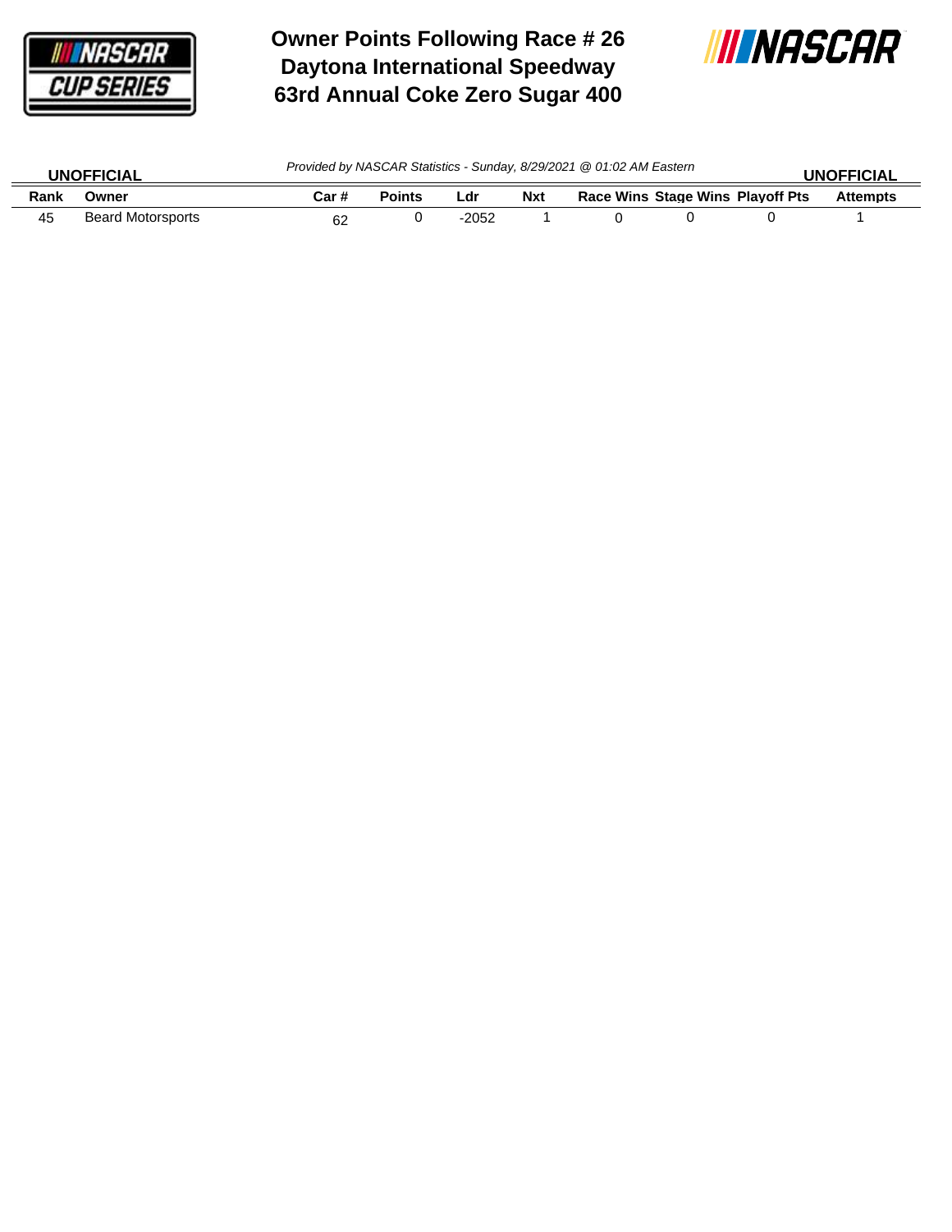# Owner Points Following Race # 26
# Daytona International Speedway
# 63rd Annual Coke Zero Sugar 400

**UNOFFICIAL**

*Provided by NASCAR Statistics - Sunday, 8/29/2021 @ 01:02 AM Eastern*

**UNOFFICIAL**

| Rank | Owner | Car # | Points | Ldr | Nxt | Race Wins | Stage Wins | Playoff Pts | Attempts |
|---|---|---|---|---|---|---|---|---|---|
| 45 | Beard Motorsports | 62 | 0 | -2052 | 1 | 0 | 0 | 0 | 1 |